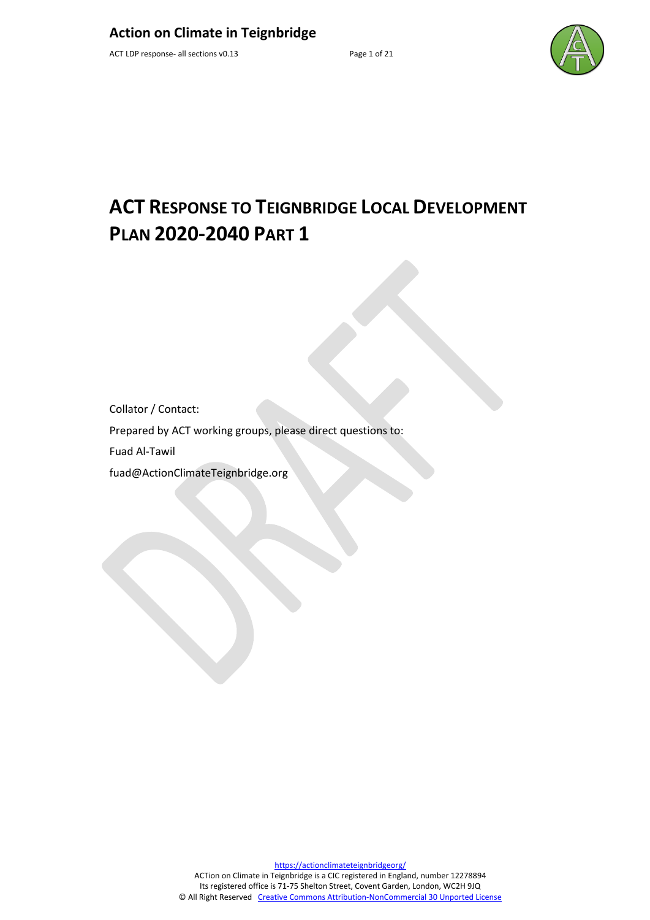# ACT Response to Teignbridge Local Development Plan 2020-2040 Part 1

Collator / Contact:

Prepared by ACT working groups, please direct questions to:

Fuad Al-Tawil

fuad@ActionClimateTeignbridge.org

https://actionclimateteignbridgeorg/

ACTion on Climate in Teignbridge is a CIC registered in England, number 12278894
Its registered office is 71-75 Shelton Street, Covent Garden, London, WC2H 9JQ
© All Right Reserved Creative Commons Attribution-NonCommercial 30 Unported License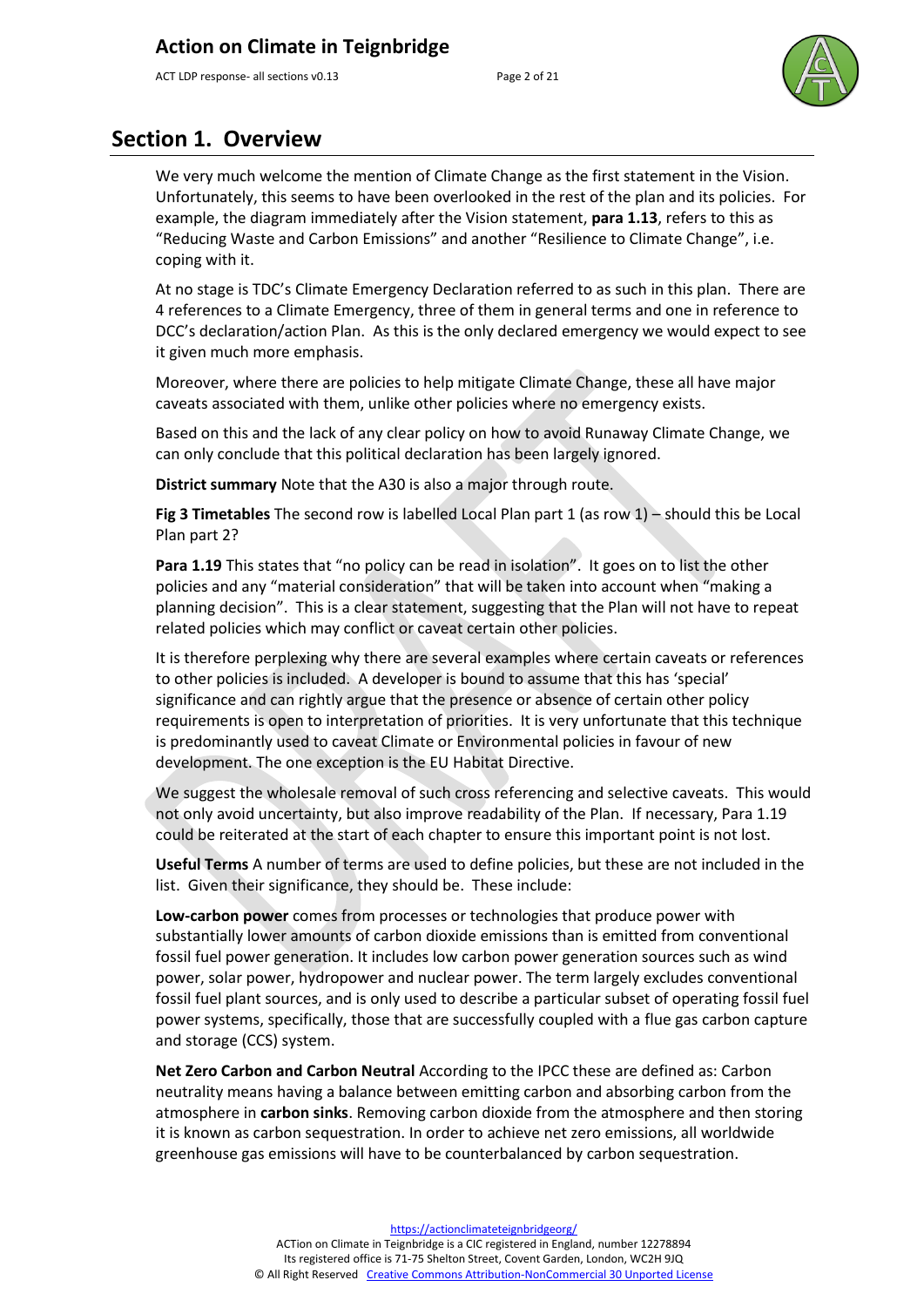## Section 1. Overview

We very much welcome the mention of Climate Change as the first statement in the Vision. Unfortunately, this seems to have been overlooked in the rest of the plan and its policies. For example, the diagram immediately after the Vision statement, **para 1.13**, refers to this as "Reducing Waste and Carbon Emissions" and another "Resilience to Climate Change", i.e. coping with it.

At no stage is TDC's Climate Emergency Declaration referred to as such in this plan. There are 4 references to a Climate Emergency, three of them in general terms and one in reference to DCC's declaration/action Plan. As this is the only declared emergency we would expect to see it given much more emphasis.

Moreover, where there are policies to help mitigate Climate Change, these all have major caveats associated with them, unlike other policies where no emergency exists.

Based on this and the lack of any clear policy on how to avoid Runaway Climate Change, we can only conclude that this political declaration has been largely ignored.

**District summary** Note that the A30 is also a major through route.

**Fig 3 Timetables** The second row is labelled Local Plan part 1 (as row 1) – should this be Local Plan part 2?

**Para 1.19** This states that "no policy can be read in isolation". It goes on to list the other policies and any "material consideration" that will be taken into account when "making a planning decision". This is a clear statement, suggesting that the Plan will not have to repeat related policies which may conflict or caveat certain other policies.

It is therefore perplexing why there are several examples where certain caveats or references to other policies is included. A developer is bound to assume that this has 'special' significance and can rightly argue that the presence or absence of certain other policy requirements is open to interpretation of priorities. It is very unfortunate that this technique is predominantly used to caveat Climate or Environmental policies in favour of new development. The one exception is the EU Habitat Directive.

We suggest the wholesale removal of such cross referencing and selective caveats. This would not only avoid uncertainty, but also improve readability of the Plan. If necessary, Para 1.19 could be reiterated at the start of each chapter to ensure this important point is not lost.

**Useful Terms** A number of terms are used to define policies, but these are not included in the list. Given their significance, they should be. These include:

**Low-carbon power** comes from processes or technologies that produce power with substantially lower amounts of carbon dioxide emissions than is emitted from conventional fossil fuel power generation. It includes low carbon power generation sources such as wind power, solar power, hydropower and nuclear power. The term largely excludes conventional fossil fuel plant sources, and is only used to describe a particular subset of operating fossil fuel power systems, specifically, those that are successfully coupled with a flue gas carbon capture and storage (CCS) system.

**Net Zero Carbon and Carbon Neutral** According to the IPCC these are defined as: Carbon neutrality means having a balance between emitting carbon and absorbing carbon from the atmosphere in **carbon sinks**. Removing carbon dioxide from the atmosphere and then storing it is known as carbon sequestration. In order to achieve net zero emissions, all worldwide greenhouse gas emissions will have to be counterbalanced by carbon sequestration.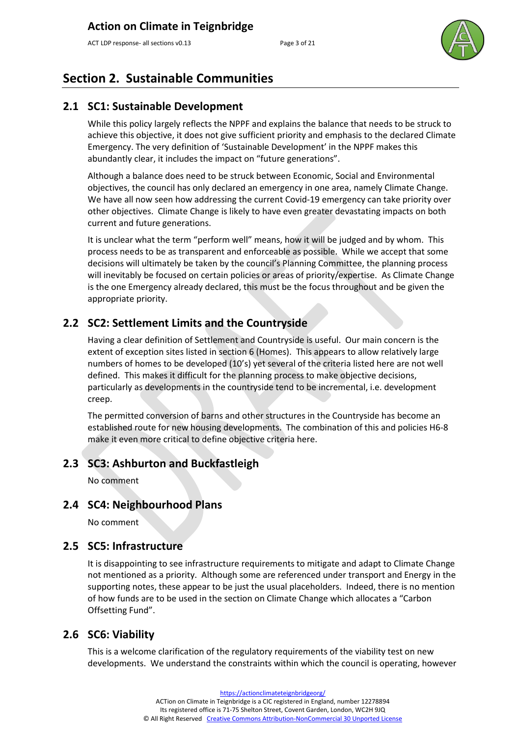# Section 2. Sustainable Communities

## 2.1 SC1: Sustainable Development

While this policy largely reflects the NPPF and explains the balance that needs to be struck to achieve this objective, it does not give sufficient priority and emphasis to the declared Climate Emergency. The very definition of 'Sustainable Development' in the NPPF makes this abundantly clear, it includes the impact on "future generations".

Although a balance does need to be struck between Economic, Social and Environmental objectives, the council has only declared an emergency in one area, namely Climate Change. We have all now seen how addressing the current Covid-19 emergency can take priority over other objectives. Climate Change is likely to have even greater devastating impacts on both current and future generations.

It is unclear what the term "perform well" means, how it will be judged and by whom. This process needs to be as transparent and enforceable as possible. While we accept that some decisions will ultimately be taken by the council's Planning Committee, the planning process will inevitably be focused on certain policies or areas of priority/expertise. As Climate Change is the one Emergency already declared, this must be the focus throughout and be given the appropriate priority.

## 2.2 SC2: Settlement Limits and the Countryside

Having a clear definition of Settlement and Countryside is useful. Our main concern is the extent of exception sites listed in section 6 (Homes). This appears to allow relatively large numbers of homes to be developed (10's) yet several of the criteria listed here are not well defined. This makes it difficult for the planning process to make objective decisions, particularly as developments in the countryside tend to be incremental, i.e. development creep.

The permitted conversion of barns and other structures in the Countryside has become an established route for new housing developments. The combination of this and policies H6-8 make it even more critical to define objective criteria here.

## 2.3 SC3: Ashburton and Buckfastleigh

No comment

## 2.4 SC4: Neighbourhood Plans

No comment

## 2.5 SC5: Infrastructure

It is disappointing to see infrastructure requirements to mitigate and adapt to Climate Change not mentioned as a priority. Although some are referenced under transport and Energy in the supporting notes, these appear to be just the usual placeholders. Indeed, there is no mention of how funds are to be used in the section on Climate Change which allocates a "Carbon Offsetting Fund".

## 2.6 SC6: Viability

This is a welcome clarification of the regulatory requirements of the viability test on new developments. We understand the constraints within which the council is operating, however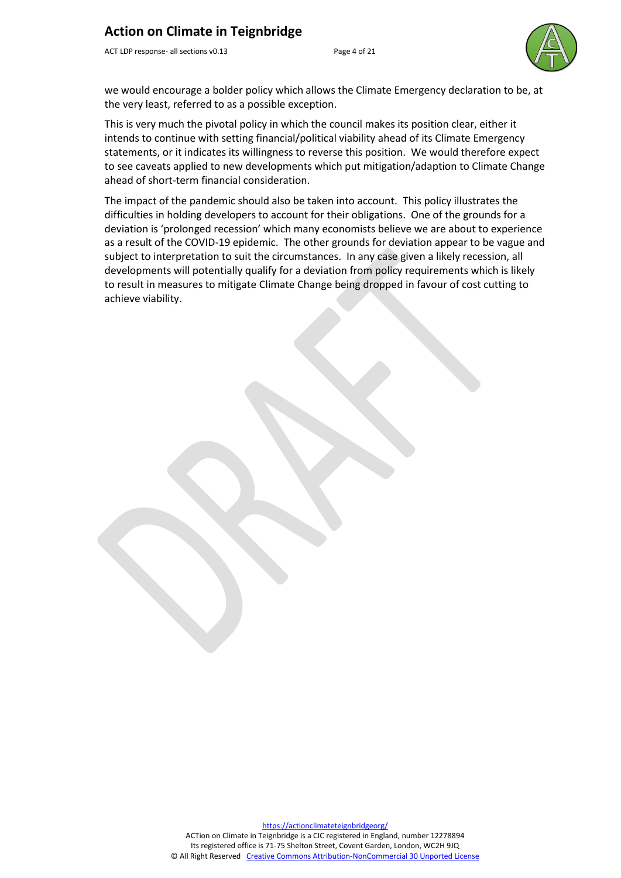we would encourage a bolder policy which allows the Climate Emergency declaration to be, at the very least, referred to as a possible exception.

This is very much the pivotal policy in which the council makes its position clear, either it intends to continue with setting financial/political viability ahead of its Climate Emergency statements, or it indicates its willingness to reverse this position. We would therefore expect to see caveats applied to new developments which put mitigation/adaption to Climate Change ahead of short-term financial consideration.

The impact of the pandemic should also be taken into account. This policy illustrates the difficulties in holding developers to account for their obligations. One of the grounds for a deviation is 'prolonged recession' which many economists believe we are about to experience as a result of the COVID-19 epidemic. The other grounds for deviation appear to be vague and subject to interpretation to suit the circumstances. In any case given a likely recession, all developments will potentially qualify for a deviation from policy requirements which is likely to result in measures to mitigate Climate Change being dropped in favour of cost cutting to achieve viability.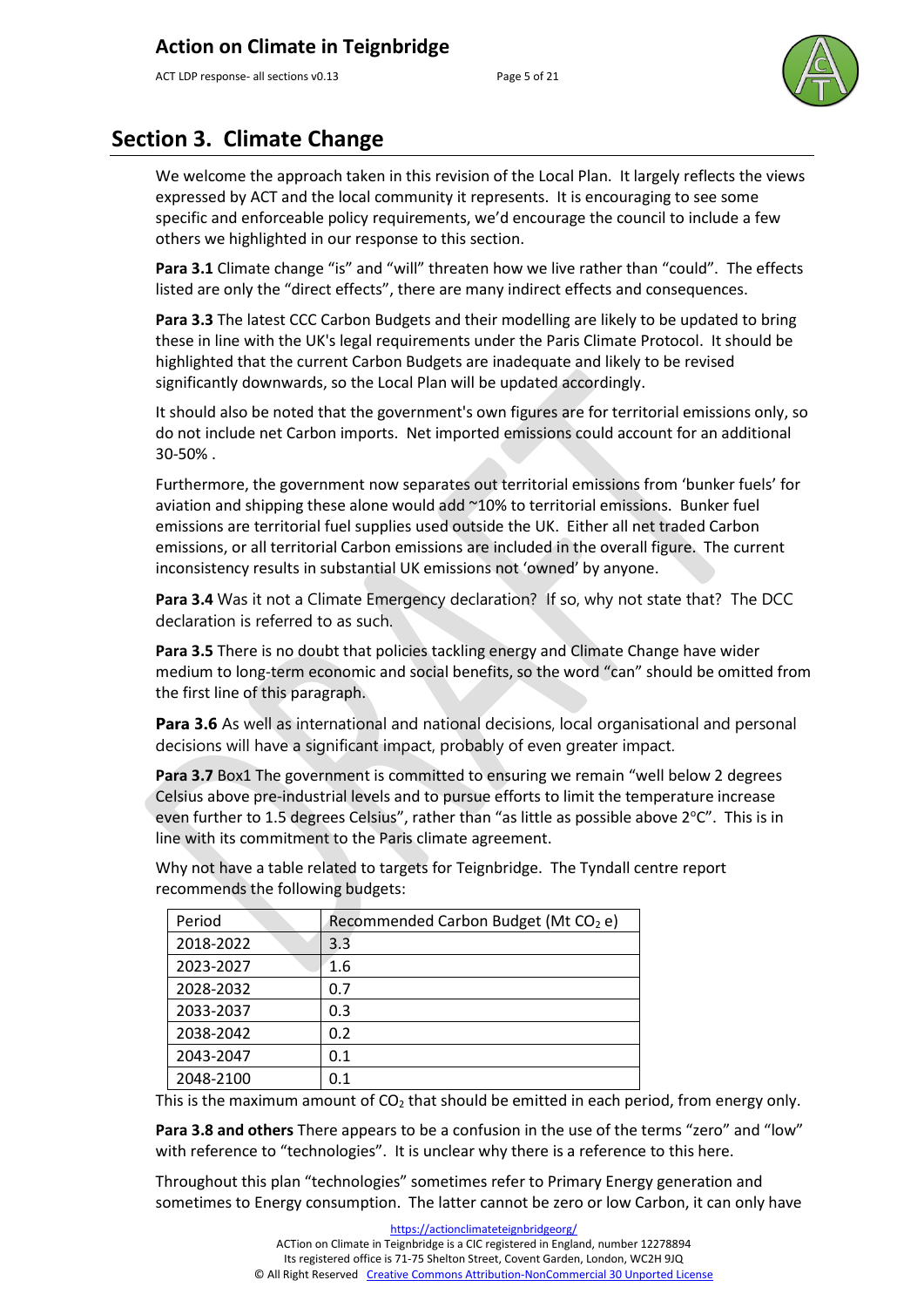## Section 3. Climate Change

We welcome the approach taken in this revision of the Local Plan. It largely reflects the views expressed by ACT and the local community it represents. It is encouraging to see some specific and enforceable policy requirements, we'd encourage the council to include a few others we highlighted in our response to this section.

**Para 3.1** Climate change "is" and "will" threaten how we live rather than "could". The effects listed are only the "direct effects", there are many indirect effects and consequences.

**Para 3.3** The latest CCC Carbon Budgets and their modelling are likely to be updated to bring these in line with the UK's legal requirements under the Paris Climate Protocol. It should be highlighted that the current Carbon Budgets are inadequate and likely to be revised significantly downwards, so the Local Plan will be updated accordingly.

It should also be noted that the government's own figures are for territorial emissions only, so do not include net Carbon imports. Net imported emissions could account for an additional 30-50% .

Furthermore, the government now separates out territorial emissions from 'bunker fuels' for aviation and shipping these alone would add ~10% to territorial emissions. Bunker fuel emissions are territorial fuel supplies used outside the UK. Either all net traded Carbon emissions, or all territorial Carbon emissions are included in the overall figure. The current inconsistency results in substantial UK emissions not 'owned' by anyone.

**Para 3.4** Was it not a Climate Emergency declaration? If so, why not state that? The DCC declaration is referred to as such.

**Para 3.5** There is no doubt that policies tackling energy and Climate Change have wider medium to long-term economic and social benefits, so the word "can" should be omitted from the first line of this paragraph.

**Para 3.6** As well as international and national decisions, local organisational and personal decisions will have a significant impact, probably of even greater impact.

**Para 3.7** Box1 The government is committed to ensuring we remain "well below 2 degrees Celsius above pre-industrial levels and to pursue efforts to limit the temperature increase even further to 1.5 degrees Celsius", rather than "as little as possible above 2°C". This is in line with its commitment to the Paris climate agreement.

Why not have a table related to targets for Teignbridge. The Tyndall centre report recommends the following budgets:

| Period | Recommended Carbon Budget (Mt $CO_2$ e) |
|---|---|
| 2018-2022 | 3.3 |
| 2023-2027 | 1.6 |
| 2028-2032 | 0.7 |
| 2033-2037 | 0.3 |
| 2038-2042 | 0.2 |
| 2043-2047 | 0.1 |
| 2048-2100 | 0.1 |

This is the maximum amount of $CO_2$ that should be emitted in each period, from energy only.

**Para 3.8 and others** There appears to be a confusion in the use of the terms "zero" and "low" with reference to "technologies". It is unclear why there is a reference to this here.

Throughout this plan "technologies" sometimes refer to Primary Energy generation and sometimes to Energy consumption. The latter cannot be zero or low Carbon, it can only have

https://actionclimateteignbridgeorg/

ACTion on Climate in Teignbridge is a CIC registered in England, number 12278894
Its registered office is 71-75 Shelton Street, Covent Garden, London, WC2H 9JQ
© All Right Reserved Creative Commons Attribution-NonCommercial 30 Unported License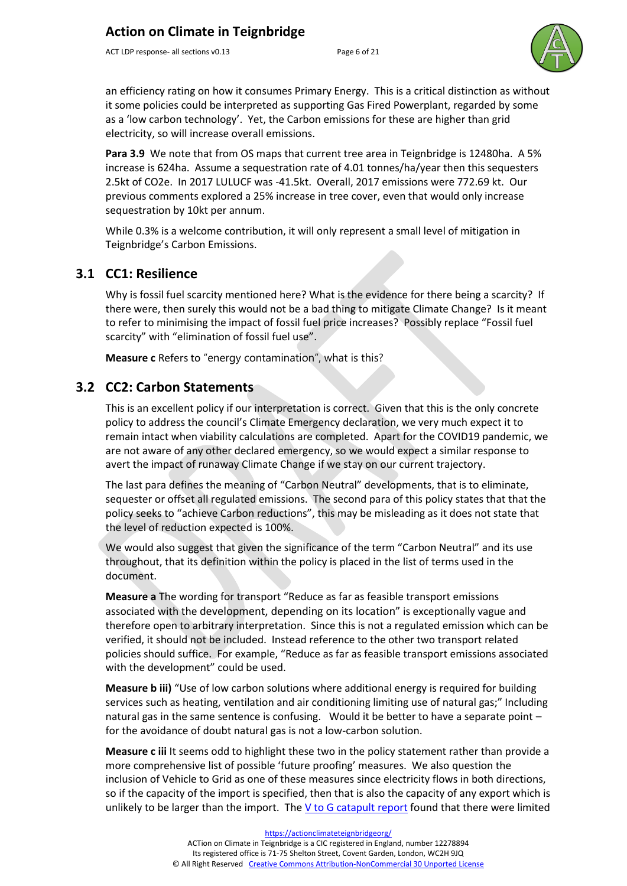an efficiency rating on how it consumes Primary Energy. This is a critical distinction as without it some policies could be interpreted as supporting Gas Fired Powerplant, regarded by some as a 'low carbon technology'. Yet, the Carbon emissions for these are higher than grid electricity, so will increase emissions.

**Para 3.9** We note that from OS maps that current tree area in Teignbridge is 12480ha. A 5% increase is 624ha. Assume a sequestration rate of 4.01 tonnes/ha/year then this sequesters 2.5kt of CO2e. In 2017 LULUCF was -41.5kt. Overall, 2017 emissions were 772.69 kt. Our previous comments explored a 25% increase in tree cover, even that would only increase sequestration by 10kt per annum.

While 0.3% is a welcome contribution, it will only represent a small level of mitigation in Teignbridge's Carbon Emissions.

## 3.1 CC1: Resilience

Why is fossil fuel scarcity mentioned here? What is the evidence for there being a scarcity? If there were, then surely this would not be a bad thing to mitigate Climate Change? Is it meant to refer to minimising the impact of fossil fuel price increases? Possibly replace "Fossil fuel scarcity" with "elimination of fossil fuel use".

**Measure c** Refers to "energy contamination", what is this?

## 3.2 CC2: Carbon Statements

This is an excellent policy if our interpretation is correct. Given that this is the only concrete policy to address the council's Climate Emergency declaration, we very much expect it to remain intact when viability calculations are completed. Apart for the COVID19 pandemic, we are not aware of any other declared emergency, so we would expect a similar response to avert the impact of runaway Climate Change if we stay on our current trajectory.

The last para defines the meaning of "Carbon Neutral" developments, that is to eliminate, sequester or offset all regulated emissions. The second para of this policy states that that the policy seeks to "achieve Carbon reductions", this may be misleading as it does not state that the level of reduction expected is 100%.

We would also suggest that given the significance of the term "Carbon Neutral" and its use throughout, that its definition within the policy is placed in the list of terms used in the document.

**Measure a** The wording for transport "Reduce as far as feasible transport emissions associated with the development, depending on its location" is exceptionally vague and therefore open to arbitrary interpretation. Since this is not a regulated emission which can be verified, it should not be included. Instead reference to the other two transport related policies should suffice. For example, "Reduce as far as feasible transport emissions associated with the development" could be used.

**Measure b iii)** "Use of low carbon solutions where additional energy is required for building services such as heating, ventilation and air conditioning limiting use of natural gas;" Including natural gas in the same sentence is confusing. Would it be better to have a separate point – for the avoidance of doubt natural gas is not a low-carbon solution.

**Measure c iii** It seems odd to highlight these two in the policy statement rather than provide a more comprehensive list of possible 'future proofing' measures. We also question the inclusion of Vehicle to Grid as one of these measures since electricity flows in both directions, so if the capacity of the import is specified, then that is also the capacity of any export which is unlikely to be larger than the import. The V to G catapult report found that there were limited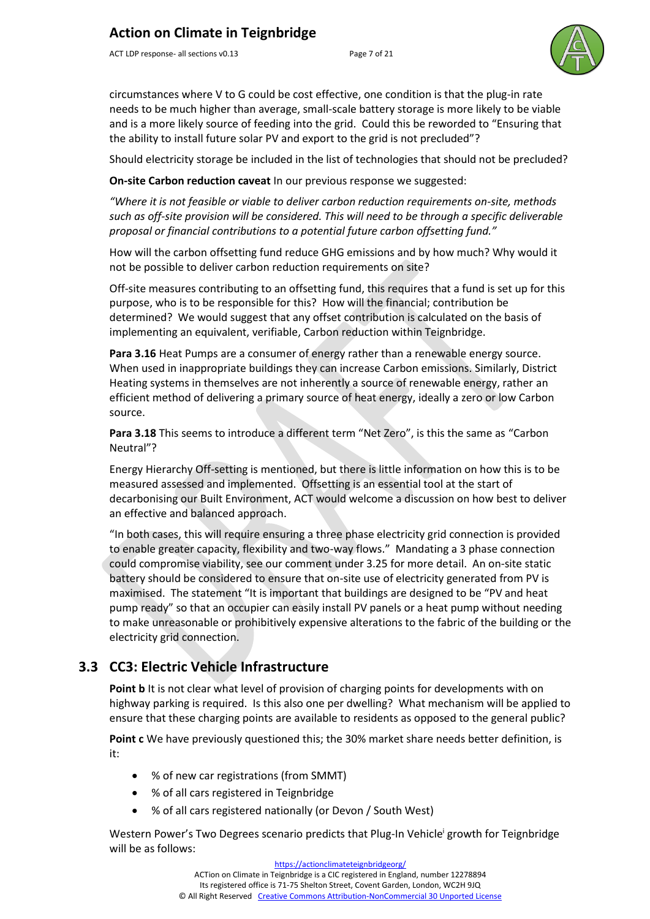circumstances where V to G could be cost effective, one condition is that the plug-in rate needs to be much higher than average, small-scale battery storage is more likely to be viable and is a more likely source of feeding into the grid. Could this be reworded to "Ensuring that the ability to install future solar PV and export to the grid is not precluded"?

Should electricity storage be included in the list of technologies that should not be precluded?

**On-site Carbon reduction caveat** In our previous response we suggested:

*"Where it is not feasible or viable to deliver carbon reduction requirements on-site, methods such as off-site provision will be considered. This will need to be through a specific deliverable proposal or financial contributions to a potential future carbon offsetting fund."*

How will the carbon offsetting fund reduce GHG emissions and by how much? Why would it not be possible to deliver carbon reduction requirements on site?

Off-site measures contributing to an offsetting fund, this requires that a fund is set up for this purpose, who is to be responsible for this? How will the financial; contribution be determined? We would suggest that any offset contribution is calculated on the basis of implementing an equivalent, verifiable, Carbon reduction within Teignbridge.

**Para 3.16** Heat Pumps are a consumer of energy rather than a renewable energy source. When used in inappropriate buildings they can increase Carbon emissions. Similarly, District Heating systems in themselves are not inherently a source of renewable energy, rather an efficient method of delivering a primary source of heat energy, ideally a zero or low Carbon source.

**Para 3.18** This seems to introduce a different term "Net Zero", is this the same as "Carbon Neutral"?

Energy Hierarchy Off-setting is mentioned, but there is little information on how this is to be measured assessed and implemented. Offsetting is an essential tool at the start of decarbonising our Built Environment, ACT would welcome a discussion on how best to deliver an effective and balanced approach.

"In both cases, this will require ensuring a three phase electricity grid connection is provided to enable greater capacity, flexibility and two-way flows." Mandating a 3 phase connection could compromise viability, see our comment under 3.25 for more detail. An on-site static battery should be considered to ensure that on-site use of electricity generated from PV is maximised. The statement "It is important that buildings are designed to be "PV and heat pump ready" so that an occupier can easily install PV panels or a heat pump without needing to make unreasonable or prohibitively expensive alterations to the fabric of the building or the electricity grid connection.

## 3.3 CC3: Electric Vehicle Infrastructure

**Point b** It is not clear what level of provision of charging points for developments with on highway parking is required. Is this also one per dwelling? What mechanism will be applied to ensure that these charging points are available to residents as opposed to the general public?

**Point c** We have previously questioned this; the 30% market share needs better definition, is it:

- % of new car registrations (from SMMT)
- % of all cars registered in Teignbridge
- % of all cars registered nationally (or Devon / South West)

Western Power's Two Degrees scenario predicts that Plug-In Vehicle[i] growth for Teignbridge will be as follows: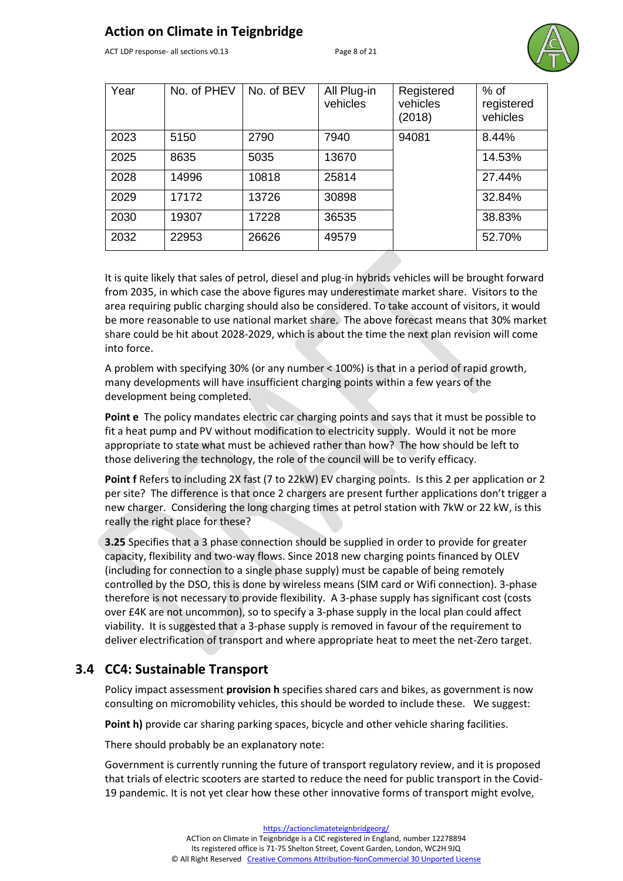| Year | No. of PHEV | No. of BEV | All Plug-in vehicles | Registered vehicles (2018) | % of registered vehicles |
|---|---|---|---|---|---|
| 2023 | 5150 | 2790 | 7940 | 94081 | 8.44% |
| 2025 | 8635 | 5035 | 13670 | | 14.53% |
| 2028 | 14996 | 10818 | 25814 | | 27.44% |
| 2029 | 17172 | 13726 | 30898 | | 32.84% |
| 2030 | 19307 | 17228 | 36535 | | 38.83% |
| 2032 | 22953 | 26626 | 49579 | | 52.70% |

It is quite likely that sales of petrol, diesel and plug-in hybrids vehicles will be brought forward from 2035, in which case the above figures may underestimate market share. Visitors to the area requiring public charging should also be considered. To take account of visitors, it would be more reasonable to use national market share. The above forecast means that 30% market share could be hit about 2028-2029, which is about the time the next plan revision will come into force.

A problem with specifying 30% (or any number < 100%) is that in a period of rapid growth, many developments will have insufficient charging points within a few years of the development being completed.

**Point e** The policy mandates electric car charging points and says that it must be possible to fit a heat pump and PV without modification to electricity supply. Would it not be more appropriate to state what must be achieved rather than how? The how should be left to those delivering the technology, the role of the council will be to verify efficacy.

**Point f** Refers to including 2X fast (7 to 22kW) EV charging points. Is this 2 per application or 2 per site? The difference is that once 2 chargers are present further applications don't trigger a new charger. Considering the long charging times at petrol station with 7kW or 22 kW, is this really the right place for these?

**3.25** Specifies that a 3 phase connection should be supplied in order to provide for greater capacity, flexibility and two-way flows. Since 2018 new charging points financed by OLEV (including for connection to a single phase supply) must be capable of being remotely controlled by the DSO, this is done by wireless means (SIM card or Wifi connection). 3-phase therefore is not necessary to provide flexibility. A 3-phase supply has significant cost (costs over £4K are not uncommon), so to specify a 3-phase supply in the local plan could affect viability. It is suggested that a 3-phase supply is removed in favour of the requirement to deliver electrification of transport and where appropriate heat to meet the net-Zero target.

## 3.4 CC4: Sustainable Transport

Policy impact assessment **provision h** specifies shared cars and bikes, as government is now consulting on micromobility vehicles, this should be worded to include these. We suggest:

**Point h)** provide car sharing parking spaces, bicycle and other vehicle sharing facilities.

There should probably be an explanatory note:

Government is currently running the future of transport regulatory review, and it is proposed that trials of electric scooters are started to reduce the need for public transport in the Covid-19 pandemic. It is not yet clear how these other innovative forms of transport might evolve,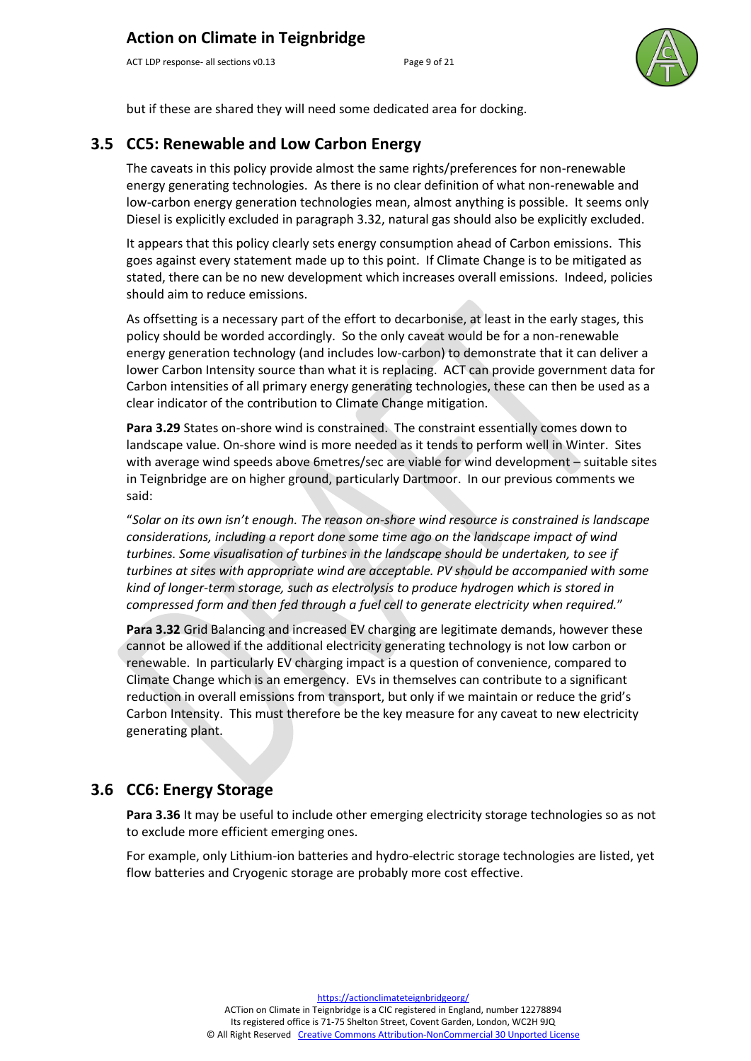but if these are shared they will need some dedicated area for docking.

## 3.5 CC5: Renewable and Low Carbon Energy

The caveats in this policy provide almost the same rights/preferences for non-renewable energy generating technologies. As there is no clear definition of what non-renewable and low-carbon energy generation technologies mean, almost anything is possible. It seems only Diesel is explicitly excluded in paragraph 3.32, natural gas should also be explicitly excluded.

It appears that this policy clearly sets energy consumption ahead of Carbon emissions. This goes against every statement made up to this point. If Climate Change is to be mitigated as stated, there can be no new development which increases overall emissions. Indeed, policies should aim to reduce emissions.

As offsetting is a necessary part of the effort to decarbonise, at least in the early stages, this policy should be worded accordingly. So the only caveat would be for a non-renewable energy generation technology (and includes low-carbon) to demonstrate that it can deliver a lower Carbon Intensity source than what it is replacing. ACT can provide government data for Carbon intensities of all primary energy generating technologies, these can then be used as a clear indicator of the contribution to Climate Change mitigation.

**Para 3.29** States on-shore wind is constrained. The constraint essentially comes down to landscape value. On-shore wind is more needed as it tends to perform well in Winter. Sites with average wind speeds above 6metres/sec are viable for wind development – suitable sites in Teignbridge are on higher ground, particularly Dartmoor. In our previous comments we said:

"*Solar on its own isn't enough. The reason on-shore wind resource is constrained is landscape considerations, including a report done some time ago on the landscape impact of wind turbines. Some visualisation of turbines in the landscape should be undertaken, to see if turbines at sites with appropriate wind are acceptable. PV should be accompanied with some kind of longer-term storage, such as electrolysis to produce hydrogen which is stored in compressed form and then fed through a fuel cell to generate electricity when required.*"

**Para 3.32** Grid Balancing and increased EV charging are legitimate demands, however these cannot be allowed if the additional electricity generating technology is not low carbon or renewable. In particularly EV charging impact is a question of convenience, compared to Climate Change which is an emergency. EVs in themselves can contribute to a significant reduction in overall emissions from transport, but only if we maintain or reduce the grid's Carbon Intensity. This must therefore be the key measure for any caveat to new electricity generating plant.

## 3.6 CC6: Energy Storage

**Para 3.36** It may be useful to include other emerging electricity storage technologies so as not to exclude more efficient emerging ones.

For example, only Lithium-ion batteries and hydro-electric storage technologies are listed, yet flow batteries and Cryogenic storage are probably more cost effective.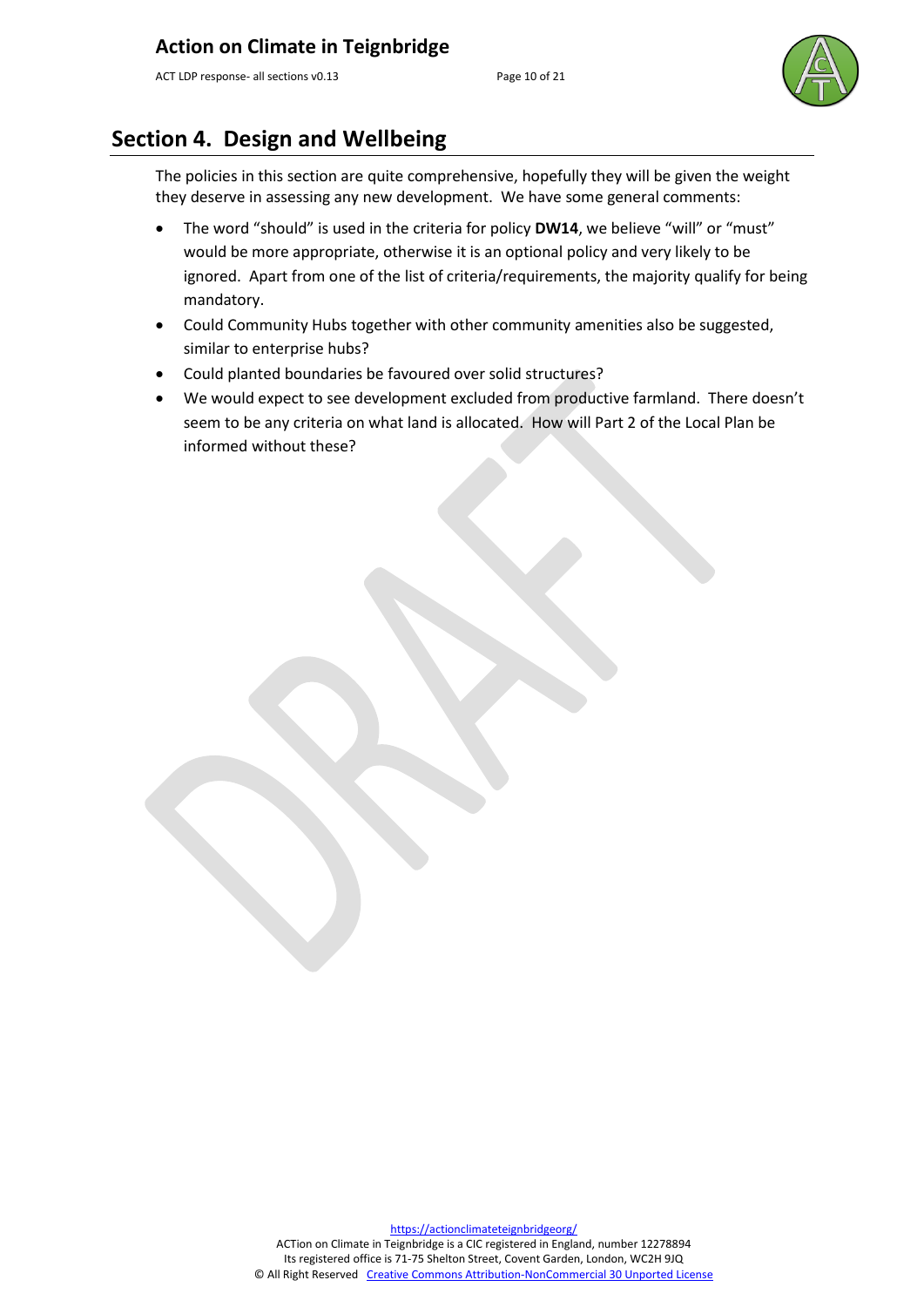## Section 4. Design and Wellbeing

The policies in this section are quite comprehensive, hopefully they will be given the weight they deserve in assessing any new development. We have some general comments:

- The word "should" is used in the criteria for policy **DW14**, we believe "will" or "must" would be more appropriate, otherwise it is an optional policy and very likely to be ignored. Apart from one of the list of criteria/requirements, the majority qualify for being mandatory.
- Could Community Hubs together with other community amenities also be suggested, similar to enterprise hubs?
- Could planted boundaries be favoured over solid structures?
- We would expect to see development excluded from productive farmland. There doesn't seem to be any criteria on what land is allocated. How will Part 2 of the Local Plan be informed without these?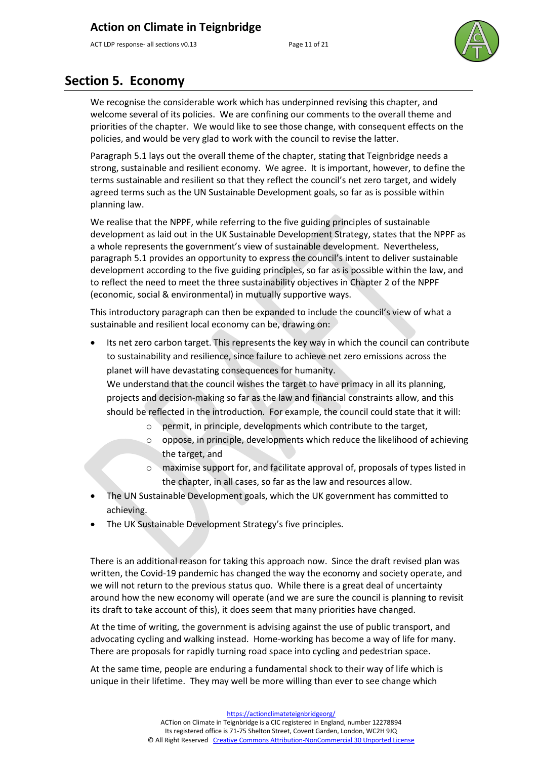## Section 5. Economy

We recognise the considerable work which has underpinned revising this chapter, and welcome several of its policies. We are confining our comments to the overall theme and priorities of the chapter. We would like to see those change, with consequent effects on the policies, and would be very glad to work with the council to revise the latter.

Paragraph 5.1 lays out the overall theme of the chapter, stating that Teignbridge needs a strong, sustainable and resilient economy. We agree. It is important, however, to define the terms sustainable and resilient so that they reflect the council's net zero target, and widely agreed terms such as the UN Sustainable Development goals, so far as is possible within planning law.

We realise that the NPPF, while referring to the five guiding principles of sustainable development as laid out in the UK Sustainable Development Strategy, states that the NPPF as a whole represents the government's view of sustainable development. Nevertheless, paragraph 5.1 provides an opportunity to express the council's intent to deliver sustainable development according to the five guiding principles, so far as is possible within the law, and to reflect the need to meet the three sustainability objectives in Chapter 2 of the NPPF (economic, social & environmental) in mutually supportive ways.

This introductory paragraph can then be expanded to include the council's view of what a sustainable and resilient local economy can be, drawing on:

- Its net zero carbon target. This represents the key way in which the council can contribute to sustainability and resilience, since failure to achieve net zero emissions across the planet will have devastating consequences for humanity.
  We understand that the council wishes the target to have primacy in all its planning, projects and decision-making so far as the law and financial constraints allow, and this should be reflected in the introduction. For example, the council could state that it will:
    - permit, in principle, developments which contribute to the target,
    - oppose, in principle, developments which reduce the likelihood of achieving the target, and
    - maximise support for, and facilitate approval of, proposals of types listed in the chapter, in all cases, so far as the law and resources allow.
- The UN Sustainable Development goals, which the UK government has committed to achieving.
- The UK Sustainable Development Strategy's five principles.

There is an additional reason for taking this approach now. Since the draft revised plan was written, the Covid-19 pandemic has changed the way the economy and society operate, and we will not return to the previous status quo. While there is a great deal of uncertainty around how the new economy will operate (and we are sure the council is planning to revisit its draft to take account of this), it does seem that many priorities have changed.

At the time of writing, the government is advising against the use of public transport, and advocating cycling and walking instead. Home-working has become a way of life for many. There are proposals for rapidly turning road space into cycling and pedestrian space.

At the same time, people are enduring a fundamental shock to their way of life which is unique in their lifetime. They may well be more willing than ever to see change which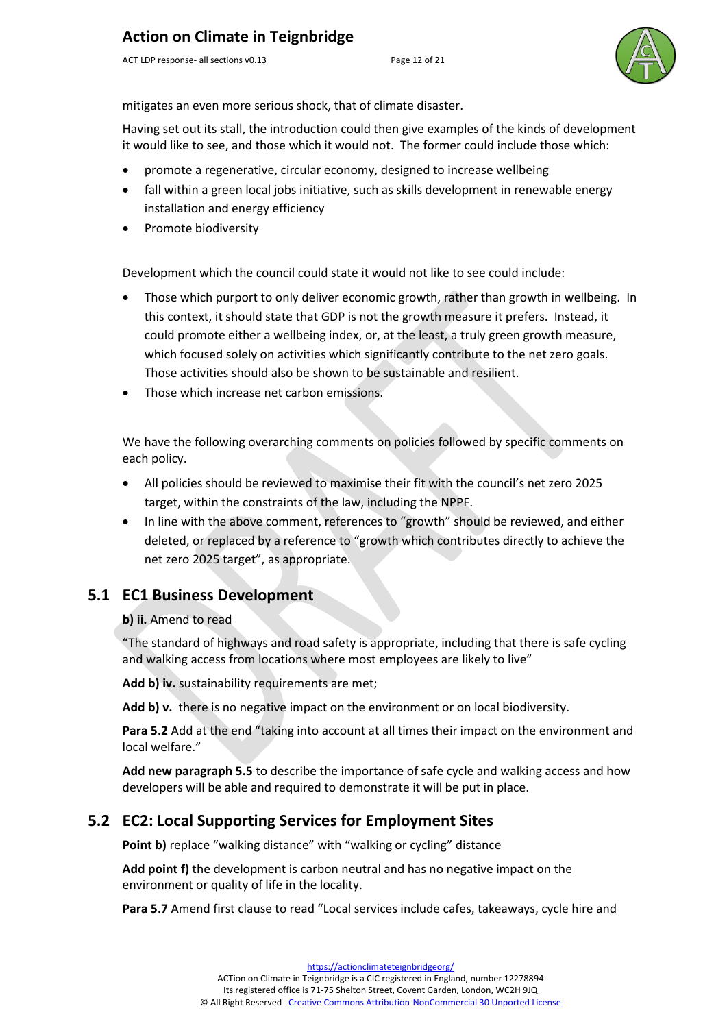mitigates an even more serious shock, that of climate disaster.

Having set out its stall, the introduction could then give examples of the kinds of development it would like to see, and those which it would not. The former could include those which:

- promote a regenerative, circular economy, designed to increase wellbeing
- fall within a green local jobs initiative, such as skills development in renewable energy installation and energy efficiency
- Promote biodiversity

Development which the council could state it would not like to see could include:

- Those which purport to only deliver economic growth, rather than growth in wellbeing. In this context, it should state that GDP is not the growth measure it prefers. Instead, it could promote either a wellbeing index, or, at the least, a truly green growth measure, which focused solely on activities which significantly contribute to the net zero goals. Those activities should also be shown to be sustainable and resilient.
- Those which increase net carbon emissions.

We have the following overarching comments on policies followed by specific comments on each policy.

- All policies should be reviewed to maximise their fit with the council's net zero 2025 target, within the constraints of the law, including the NPPF.
- In line with the above comment, references to "growth" should be reviewed, and either deleted, or replaced by a reference to "growth which contributes directly to achieve the net zero 2025 target", as appropriate.

## 5.1 EC1 Business Development

**b) ii.** Amend to read

"The standard of highways and road safety is appropriate, including that there is safe cycling and walking access from locations where most employees are likely to live"

**Add b) iv.** sustainability requirements are met;

**Add b) v.** there is no negative impact on the environment or on local biodiversity.

**Para 5.2** Add at the end "taking into account at all times their impact on the environment and local welfare."

**Add new paragraph 5.5** to describe the importance of safe cycle and walking access and how developers will be able and required to demonstrate it will be put in place.

## 5.2 EC2: Local Supporting Services for Employment Sites

**Point b)** replace "walking distance" with "walking or cycling" distance

**Add point f)** the development is carbon neutral and has no negative impact on the environment or quality of life in the locality.

**Para 5.7** Amend first clause to read "Local services include cafes, takeaways, cycle hire and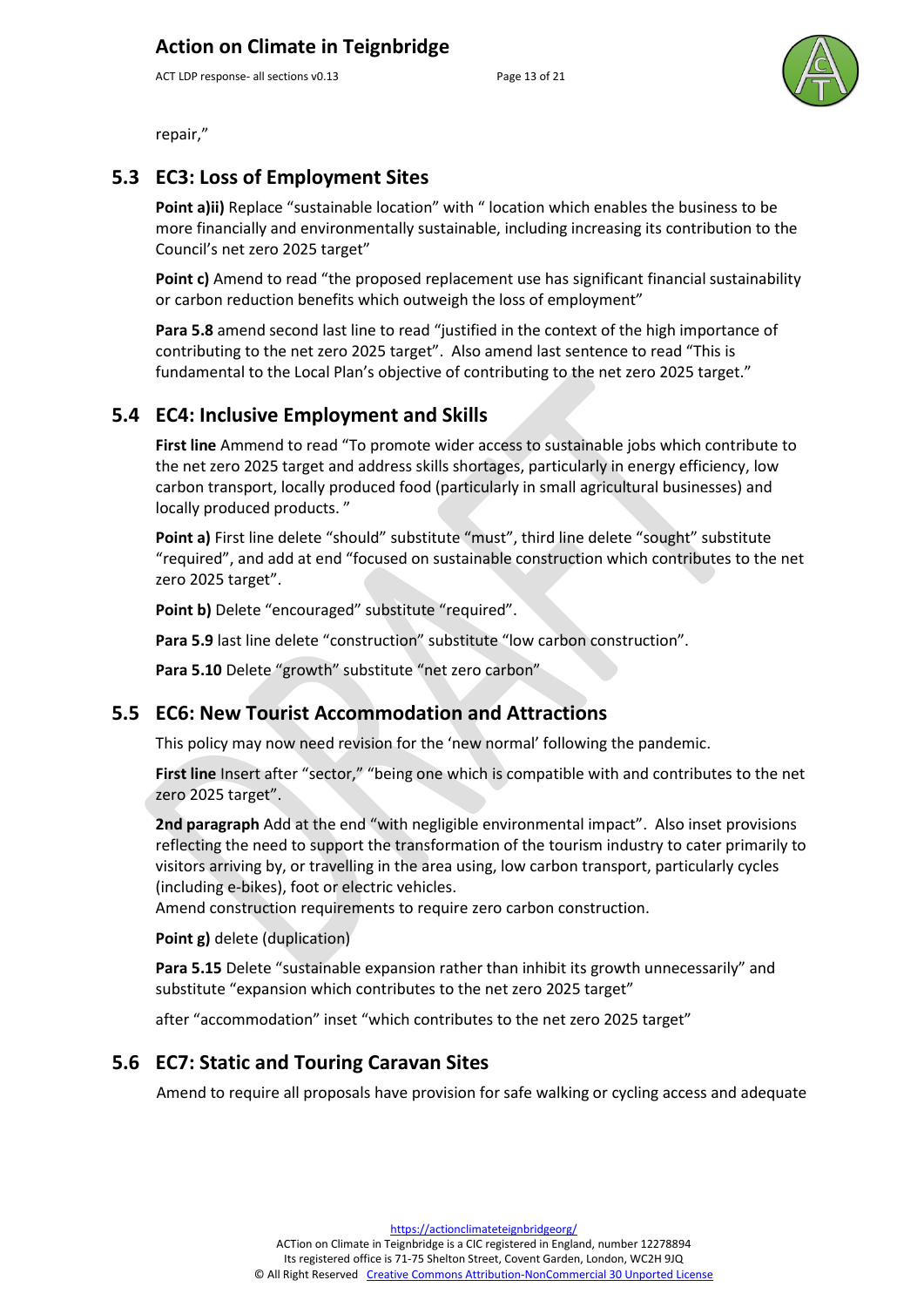repair,"

## 5.3 EC3: Loss of Employment Sites

**Point a)ii)** Replace "sustainable location" with " location which enables the business to be more financially and environmentally sustainable, including increasing its contribution to the Council's net zero 2025 target"

**Point c)** Amend to read "the proposed replacement use has significant financial sustainability or carbon reduction benefits which outweigh the loss of employment"

**Para 5.8** amend second last line to read "justified in the context of the high importance of contributing to the net zero 2025 target". Also amend last sentence to read "This is fundamental to the Local Plan's objective of contributing to the net zero 2025 target."

## 5.4 EC4: Inclusive Employment and Skills

**First line** Ammend to read "To promote wider access to sustainable jobs which contribute to the net zero 2025 target and address skills shortages, particularly in energy efficiency, low carbon transport, locally produced food (particularly in small agricultural businesses) and locally produced products. "

**Point a)** First line delete "should" substitute "must", third line delete "sought" substitute "required", and add at end "focused on sustainable construction which contributes to the net zero 2025 target".

**Point b)** Delete "encouraged" substitute "required".

**Para 5.9** last line delete "construction" substitute "low carbon construction".

**Para 5.10** Delete "growth" substitute "net zero carbon"

## 5.5 EC6: New Tourist Accommodation and Attractions

This policy may now need revision for the 'new normal' following the pandemic.

**First line** Insert after "sector," "being one which is compatible with and contributes to the net zero 2025 target".

**2nd paragraph** Add at the end "with negligible environmental impact". Also inset provisions reflecting the need to support the transformation of the tourism industry to cater primarily to visitors arriving by, or travelling in the area using, low carbon transport, particularly cycles (including e-bikes), foot or electric vehicles.
Amend construction requirements to require zero carbon construction.

**Point g)** delete (duplication)

**Para 5.15** Delete "sustainable expansion rather than inhibit its growth unnecessarily" and substitute "expansion which contributes to the net zero 2025 target"

after "accommodation" inset "which contributes to the net zero 2025 target"

## 5.6 EC7: Static and Touring Caravan Sites

Amend to require all proposals have provision for safe walking or cycling access and adequate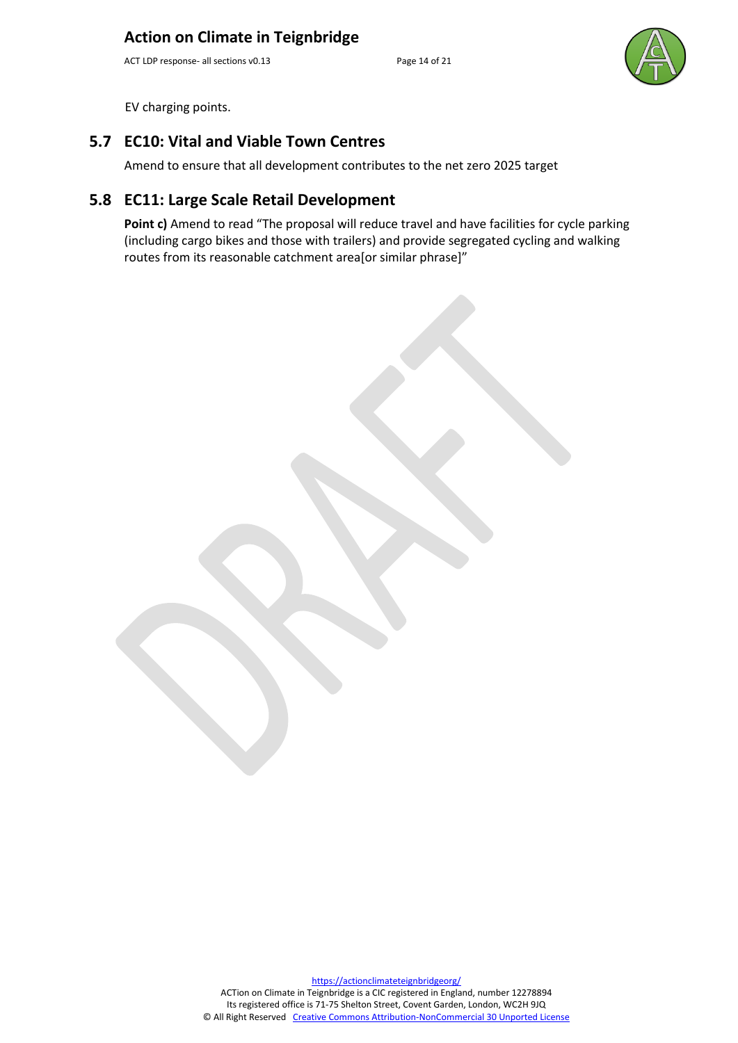EV charging points.

## 5.7 EC10: Vital and Viable Town Centres

Amend to ensure that all development contributes to the net zero 2025 target

## 5.8 EC11: Large Scale Retail Development

**Point c)** Amend to read "The proposal will reduce travel and have facilities for cycle parking (including cargo bikes and those with trailers) and provide segregated cycling and walking routes from its reasonable catchment area[or similar phrase]"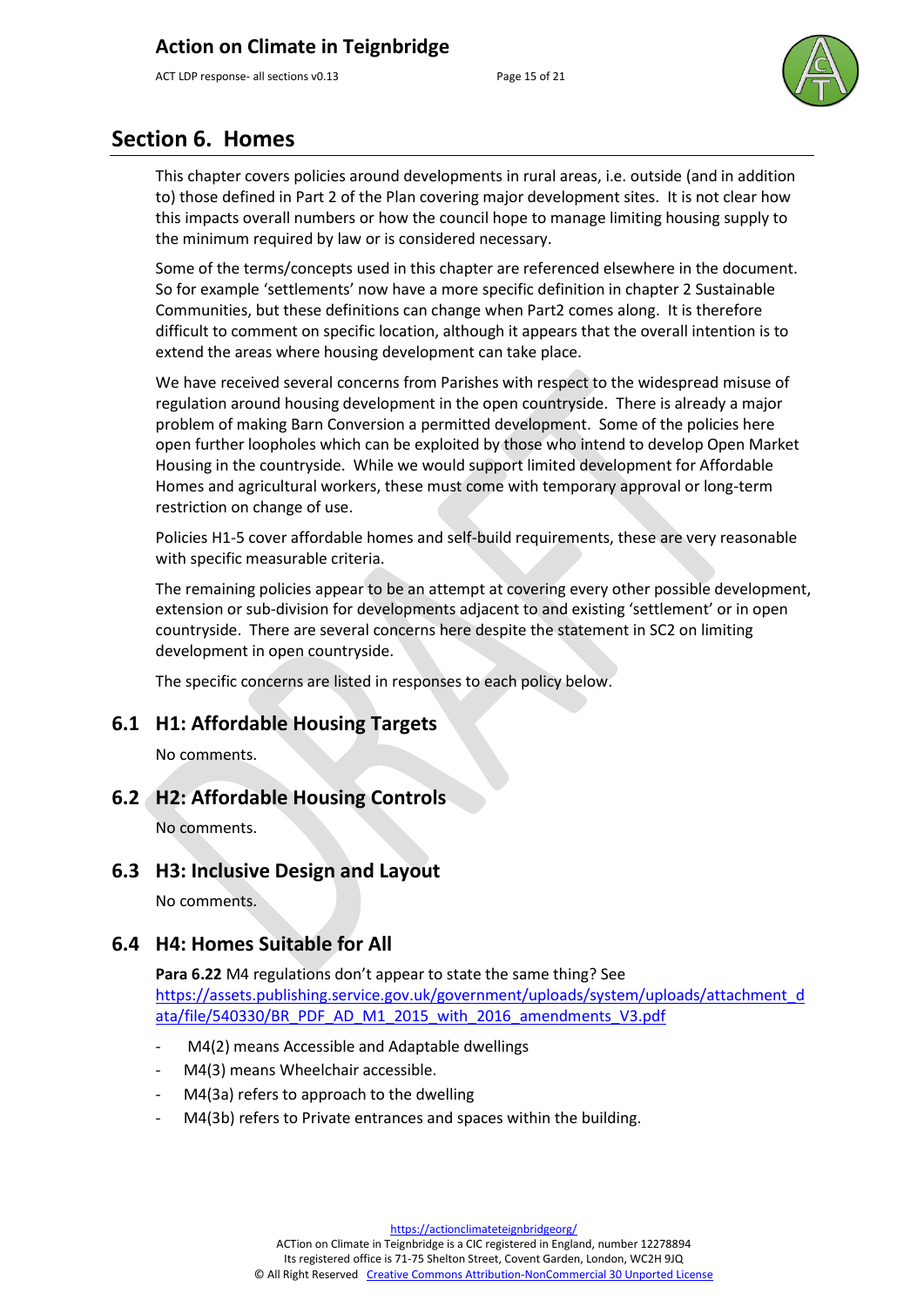## Section 6. Homes

This chapter covers policies around developments in rural areas, i.e. outside (and in addition to) those defined in Part 2 of the Plan covering major development sites. It is not clear how this impacts overall numbers or how the council hope to manage limiting housing supply to the minimum required by law or is considered necessary.

Some of the terms/concepts used in this chapter are referenced elsewhere in the document. So for example 'settlements' now have a more specific definition in chapter 2 Sustainable Communities, but these definitions can change when Part2 comes along. It is therefore difficult to comment on specific location, although it appears that the overall intention is to extend the areas where housing development can take place.

We have received several concerns from Parishes with respect to the widespread misuse of regulation around housing development in the open countryside. There is already a major problem of making Barn Conversion a permitted development. Some of the policies here open further loopholes which can be exploited by those who intend to develop Open Market Housing in the countryside. While we would support limited development for Affordable Homes and agricultural workers, these must come with temporary approval or long-term restriction on change of use.

Policies H1-5 cover affordable homes and self-build requirements, these are very reasonable with specific measurable criteria.

The remaining policies appear to be an attempt at covering every other possible development, extension or sub-division for developments adjacent to and existing 'settlement' or in open countryside. There are several concerns here despite the statement in SC2 on limiting development in open countryside.

The specific concerns are listed in responses to each policy below.

### 6.1 H1: Affordable Housing Targets

No comments.

### 6.2 H2: Affordable Housing Controls

No comments.

### 6.3 H3: Inclusive Design and Layout

No comments.

### 6.4 H4: Homes Suitable for All

**Para 6.22** M4 regulations don't appear to state the same thing? See https://assets.publishing.service.gov.uk/government/uploads/system/uploads/attachment_data/file/540330/BR_PDF_AD_M1_2015_with_2016_amendments_V3.pdf

- M4(2) means Accessible and Adaptable dwellings
- M4(3) means Wheelchair accessible.
- M4(3a) refers to approach to the dwelling
- M4(3b) refers to Private entrances and spaces within the building.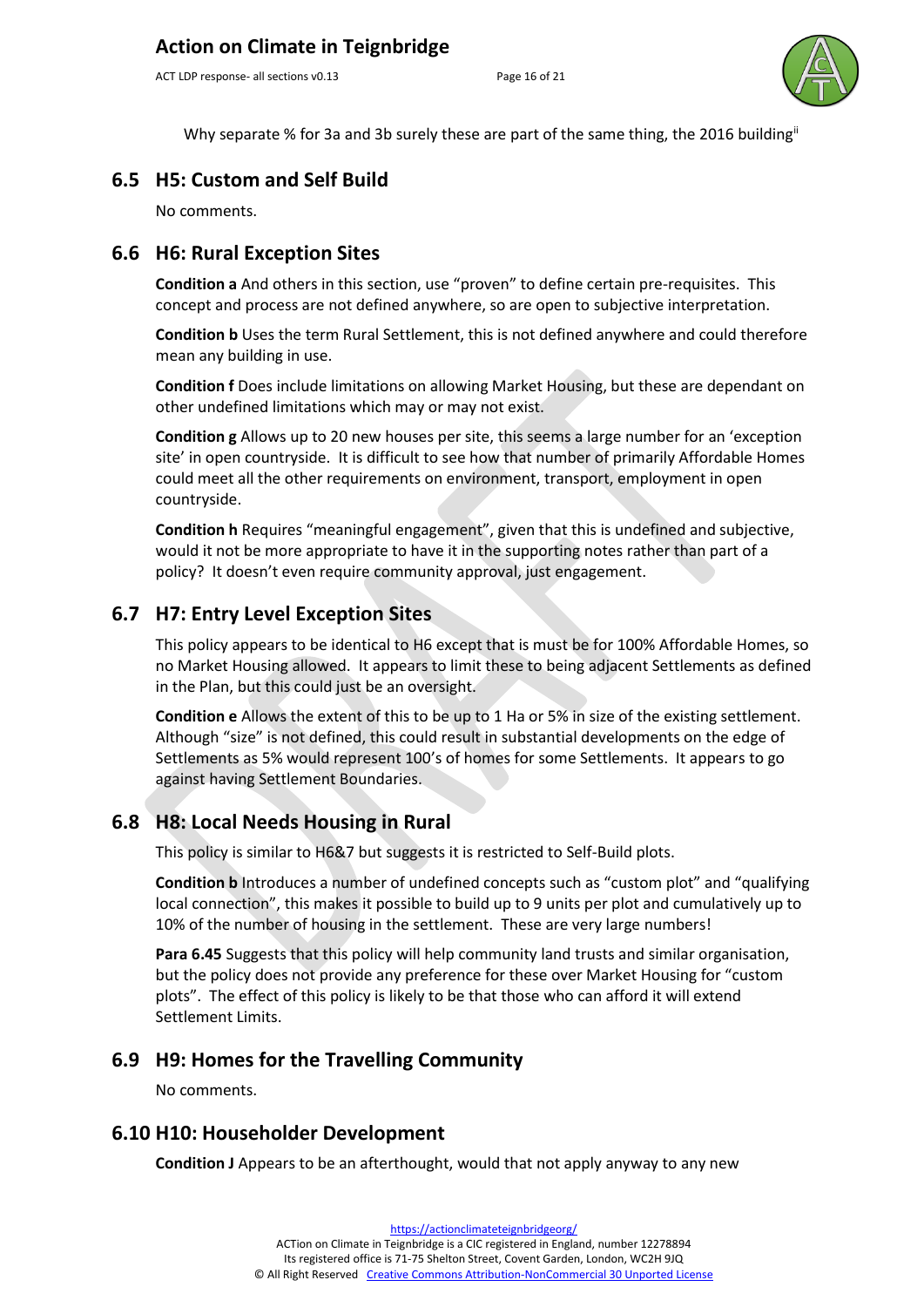Why separate % for 3a and 3b surely these are part of the same thing, the 2016 building[ii]

## 6.5 H5: Custom and Self Build

No comments.

## 6.6 H6: Rural Exception Sites

**Condition a** And others in this section, use "proven" to define certain pre-requisites. This concept and process are not defined anywhere, so are open to subjective interpretation.

**Condition b** Uses the term Rural Settlement, this is not defined anywhere and could therefore mean any building in use.

**Condition f** Does include limitations on allowing Market Housing, but these are dependant on other undefined limitations which may or may not exist.

**Condition g** Allows up to 20 new houses per site, this seems a large number for an 'exception site' in open countryside. It is difficult to see how that number of primarily Affordable Homes could meet all the other requirements on environment, transport, employment in open countryside.

**Condition h** Requires "meaningful engagement", given that this is undefined and subjective, would it not be more appropriate to have it in the supporting notes rather than part of a policy? It doesn't even require community approval, just engagement.

## 6.7 H7: Entry Level Exception Sites

This policy appears to be identical to H6 except that is must be for 100% Affordable Homes, so no Market Housing allowed. It appears to limit these to being adjacent Settlements as defined in the Plan, but this could just be an oversight.

**Condition e** Allows the extent of this to be up to 1 Ha or 5% in size of the existing settlement. Although "size" is not defined, this could result in substantial developments on the edge of Settlements as 5% would represent 100's of homes for some Settlements. It appears to go against having Settlement Boundaries.

## 6.8 H8: Local Needs Housing in Rural

This policy is similar to H6&7 but suggests it is restricted to Self-Build plots.

**Condition b** Introduces a number of undefined concepts such as "custom plot" and "qualifying local connection", this makes it possible to build up to 9 units per plot and cumulatively up to 10% of the number of housing in the settlement. These are very large numbers!

**Para 6.45** Suggests that this policy will help community land trusts and similar organisation, but the policy does not provide any preference for these over Market Housing for "custom plots". The effect of this policy is likely to be that those who can afford it will extend Settlement Limits.

## 6.9 H9: Homes for the Travelling Community

No comments.

## 6.10 H10: Householder Development

**Condition J** Appears to be an afterthought, would that not apply anyway to any new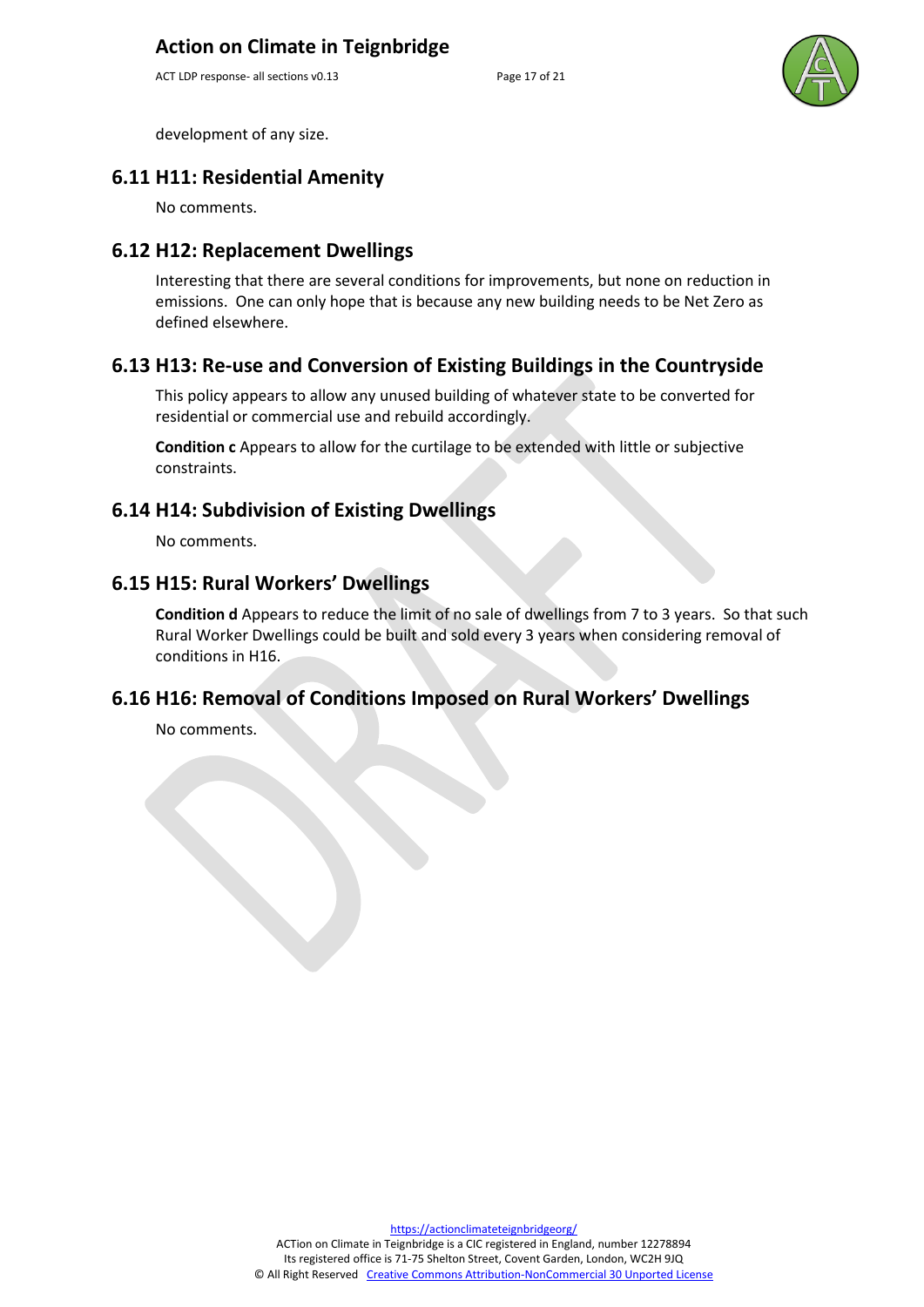development of any size.

## 6.11 H11: Residential Amenity

No comments.

## 6.12 H12: Replacement Dwellings

Interesting that there are several conditions for improvements, but none on reduction in emissions. One can only hope that is because any new building needs to be Net Zero as defined elsewhere.

## 6.13 H13: Re-use and Conversion of Existing Buildings in the Countryside

This policy appears to allow any unused building of whatever state to be converted for residential or commercial use and rebuild accordingly.

**Condition c** Appears to allow for the curtilage to be extended with little or subjective constraints.

## 6.14 H14: Subdivision of Existing Dwellings

No comments.

## 6.15 H15: Rural Workers' Dwellings

**Condition d** Appears to reduce the limit of no sale of dwellings from 7 to 3 years. So that such Rural Worker Dwellings could be built and sold every 3 years when considering removal of conditions in H16.

## 6.16 H16: Removal of Conditions Imposed on Rural Workers' Dwellings

No comments.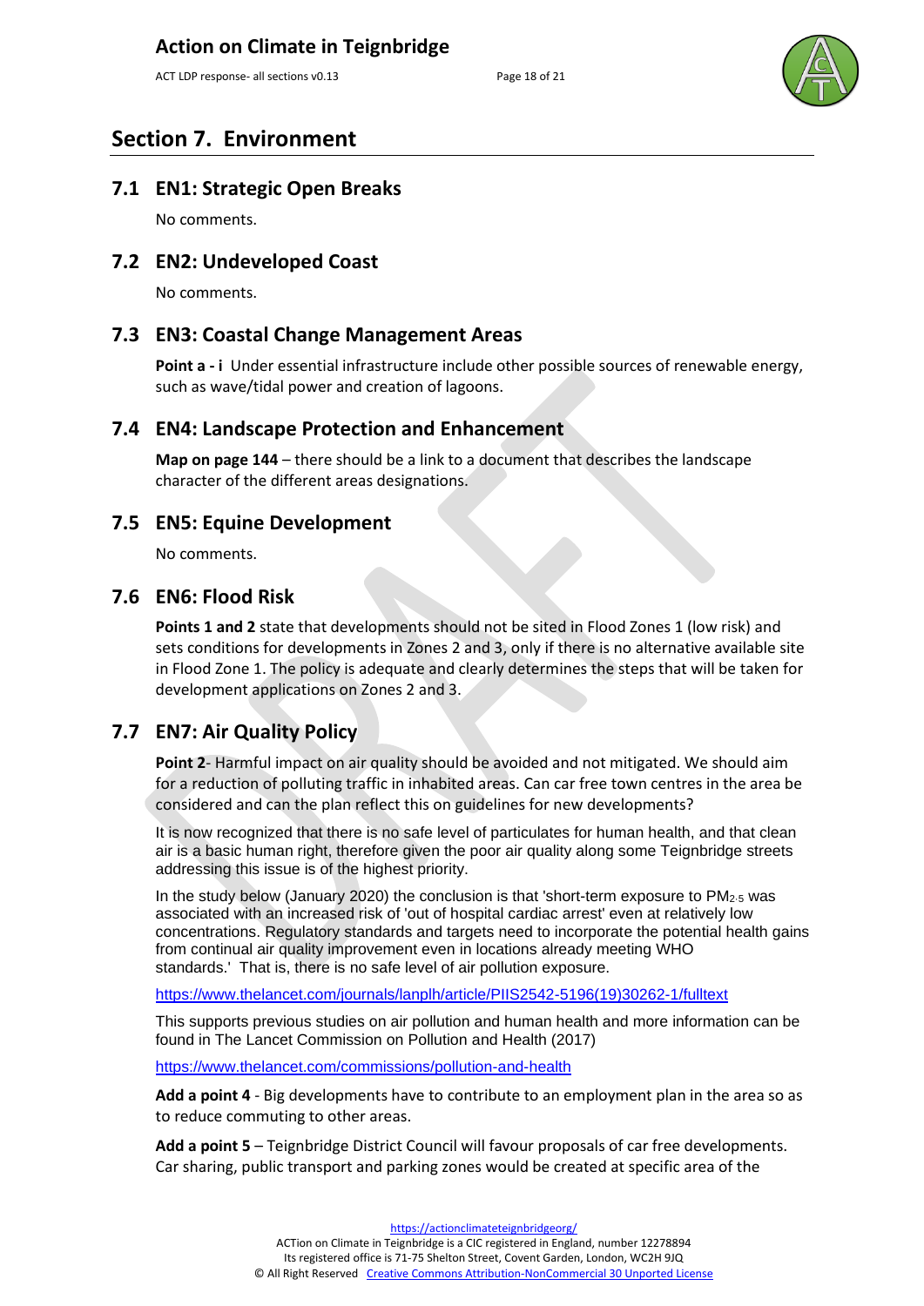## Section 7. Environment

### 7.1 EN1: Strategic Open Breaks

No comments.

### 7.2 EN2: Undeveloped Coast

No comments.

### 7.3 EN3: Coastal Change Management Areas

**Point a - i** Under essential infrastructure include other possible sources of renewable energy, such as wave/tidal power and creation of lagoons.

### 7.4 EN4: Landscape Protection and Enhancement

**Map on page 144** – there should be a link to a document that describes the landscape character of the different areas designations.

### 7.5 EN5: Equine Development

No comments.

### 7.6 EN6: Flood Risk

**Points 1 and 2** state that developments should not be sited in Flood Zones 1 (low risk) and sets conditions for developments in Zones 2 and 3, only if there is no alternative available site in Flood Zone 1. The policy is adequate and clearly determines the steps that will be taken for development applications on Zones 2 and 3.

### 7.7 EN7: Air Quality Policy

**Point 2**- Harmful impact on air quality should be avoided and not mitigated. We should aim for a reduction of polluting traffic in inhabited areas. Can car free town centres in the area be considered and can the plan reflect this on guidelines for new developments?

It is now recognized that there is no safe level of particulates for human health, and that clean air is a basic human right, therefore given the poor air quality along some Teignbridge streets addressing this issue is of the highest priority.

In the study below (January 2020) the conclusion is that 'short-term exposure to $PM_{2.5}$ was associated with an increased risk of 'out of hospital cardiac arrest' even at relatively low concentrations. Regulatory standards and targets need to incorporate the potential health gains from continual air quality improvement even in locations already meeting WHO standards.' That is, there is no safe level of air pollution exposure.

https://www.thelancet.com/journals/lanplh/article/PIIS2542-5196(19)30262-1/fulltext

This supports previous studies on air pollution and human health and more information can be found in The Lancet Commission on Pollution and Health (2017)

https://www.thelancet.com/commissions/pollution-and-health

**Add a point 4** - Big developments have to contribute to an employment plan in the area so as to reduce commuting to other areas.

**Add a point 5** – Teignbridge District Council will favour proposals of car free developments. Car sharing, public transport and parking zones would be created at specific area of the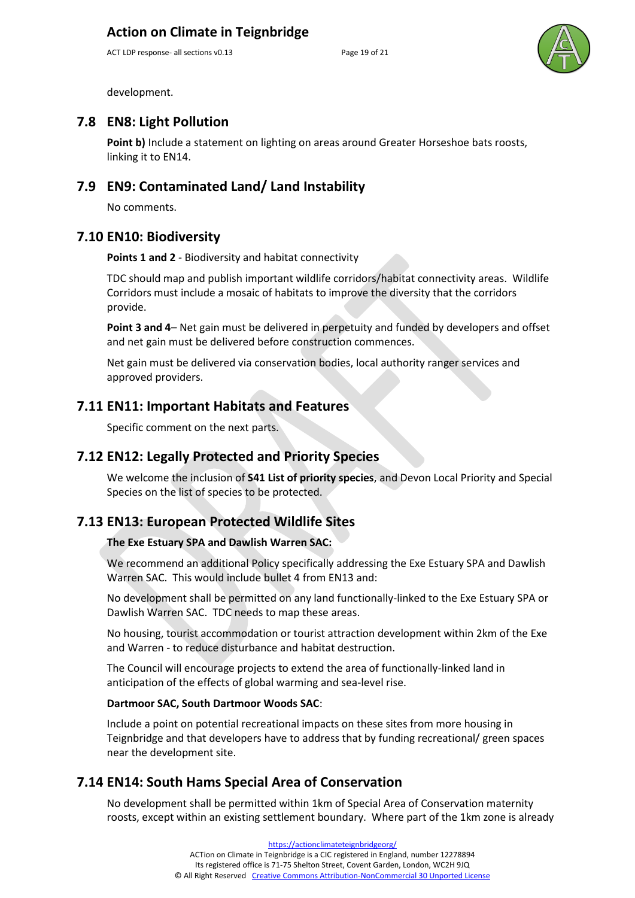development.

## 7.8 EN8: Light Pollution

**Point b)** Include a statement on lighting on areas around Greater Horseshoe bats roosts, linking it to EN14.

## 7.9 EN9: Contaminated Land/ Land Instability

No comments.

## 7.10 EN10: Biodiversity

**Points 1 and 2** - Biodiversity and habitat connectivity

TDC should map and publish important wildlife corridors/habitat connectivity areas. Wildlife Corridors must include a mosaic of habitats to improve the diversity that the corridors provide.

**Point 3 and 4**– Net gain must be delivered in perpetuity and funded by developers and offset and net gain must be delivered before construction commences.

Net gain must be delivered via conservation bodies, local authority ranger services and approved providers.

## 7.11 EN11: Important Habitats and Features

Specific comment on the next parts.

## 7.12 EN12: Legally Protected and Priority Species

We welcome the inclusion of **S41 List of priority species**, and Devon Local Priority and Special Species on the list of species to be protected.

## 7.13 EN13: European Protected Wildlife Sites

**The Exe Estuary SPA and Dawlish Warren SAC:**

We recommend an additional Policy specifically addressing the Exe Estuary SPA and Dawlish Warren SAC. This would include bullet 4 from EN13 and:

No development shall be permitted on any land functionally-linked to the Exe Estuary SPA or Dawlish Warren SAC. TDC needs to map these areas.

No housing, tourist accommodation or tourist attraction development within 2km of the Exe and Warren - to reduce disturbance and habitat destruction.

The Council will encourage projects to extend the area of functionally-linked land in anticipation of the effects of global warming and sea-level rise.

**Dartmoor SAC, South Dartmoor Woods SAC**:

Include a point on potential recreational impacts on these sites from more housing in Teignbridge and that developers have to address that by funding recreational/ green spaces near the development site.

## 7.14 EN14: South Hams Special Area of Conservation

No development shall be permitted within 1km of Special Area of Conservation maternity roosts, except within an existing settlement boundary. Where part of the 1km zone is already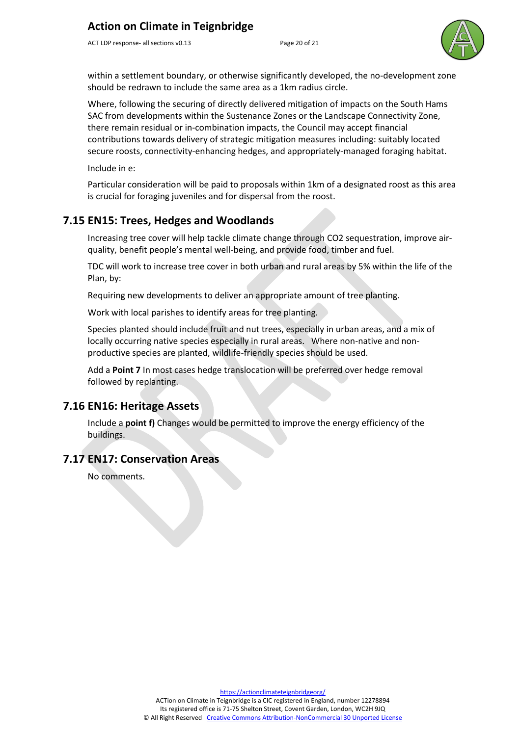within a settlement boundary, or otherwise significantly developed, the no-development zone should be redrawn to include the same area as a 1km radius circle.

Where, following the securing of directly delivered mitigation of impacts on the South Hams SAC from developments within the Sustenance Zones or the Landscape Connectivity Zone, there remain residual or in-combination impacts, the Council may accept financial contributions towards delivery of strategic mitigation measures including: suitably located secure roosts, connectivity-enhancing hedges, and appropriately-managed foraging habitat.

Include in e:

Particular consideration will be paid to proposals within 1km of a designated roost as this area is crucial for foraging juveniles and for dispersal from the roost.

## 7.15 EN15: Trees, Hedges and Woodlands

Increasing tree cover will help tackle climate change through CO2 sequestration, improve air-quality, benefit people's mental well-being, and provide food, timber and fuel.

TDC will work to increase tree cover in both urban and rural areas by 5% within the life of the Plan, by:

Requiring new developments to deliver an appropriate amount of tree planting.

Work with local parishes to identify areas for tree planting.

Species planted should include fruit and nut trees, especially in urban areas, and a mix of locally occurring native species especially in rural areas. Where non-native and non-productive species are planted, wildlife-friendly species should be used.

Add a **Point 7** In most cases hedge translocation will be preferred over hedge removal followed by replanting.

## 7.16 EN16: Heritage Assets

Include a **point f)** Changes would be permitted to improve the energy efficiency of the buildings.

## 7.17 EN17: Conservation Areas

No comments.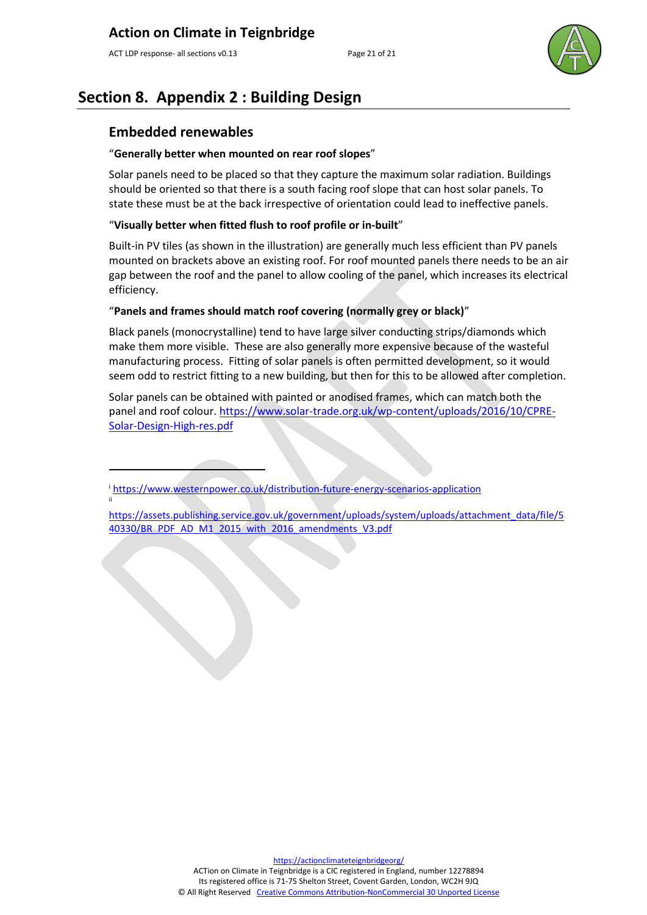# Section 8. Appendix 2 : Building Design

## Embedded renewables

"**Generally better when mounted on rear roof slopes**"

Solar panels need to be placed so that they capture the maximum solar radiation. Buildings should be oriented so that there is a south facing roof slope that can host solar panels. To state these must be at the back irrespective of orientation could lead to ineffective panels.

"**Visually better when fitted flush to roof profile or in-built**"

Built-in PV tiles (as shown in the illustration) are generally much less efficient than PV panels mounted on brackets above an existing roof. For roof mounted panels there needs to be an air gap between the roof and the panel to allow cooling of the panel, which increases its electrical efficiency.

"**Panels and frames should match roof covering (normally grey or black)**"

Black panels (monocrystalline) tend to have large silver conducting strips/diamonds which make them more visible. These are also generally more expensive because of the wasteful manufacturing process. Fitting of solar panels is often permitted development, so it would seem odd to restrict fitting to a new building, but then for this to be allowed after completion.

Solar panels can be obtained with painted or anodised frames, which can match both the panel and roof colour. https://www.solar-trade.org.uk/wp-content/uploads/2016/10/CPRE-Solar-Design-High-res.pdf

---

[i] https://www.westernpower.co.uk/distribution-future-energy-scenarios-application

[ii] https://assets.publishing.service.gov.uk/government/uploads/system/uploads/attachment_data/file/540330/BR_PDF_AD_M1_2015_with_2016_amendments_V3.pdf

https://actionclimateteignbridgeorg/
ACTion on Climate in Teignbridge is a CIC registered in England, number 12278894
Its registered office is 71-75 Shelton Street, Covent Garden, London, WC2H 9JQ
© All Right Reserved Creative Commons Attribution-NonCommercial 30 Unported License